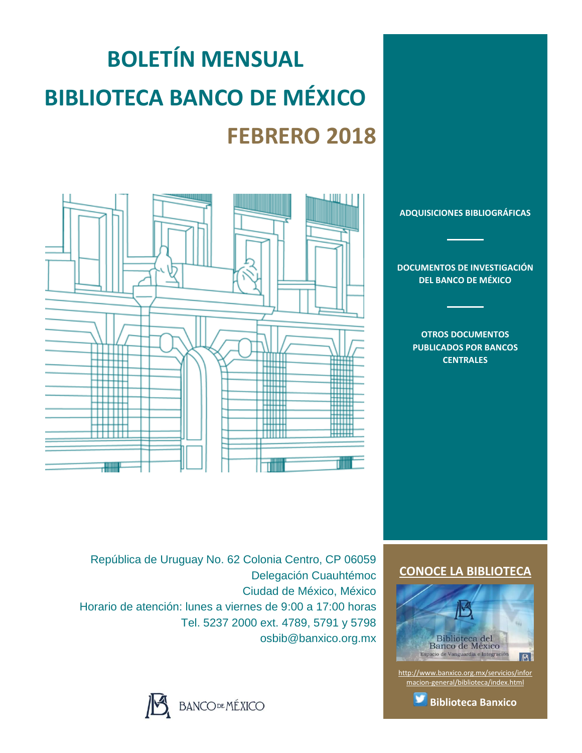# BOLETÍN MENSUAL
# BIBLIOTECA BANCO DE MÉXICO
## FEBRERO 2018

**ADQUISICIONES BIBLIOGRÁFICAS**

**DOCUMENTOS DE INVESTIGACIÓN DEL BANCO DE MÉXICO**

**OTROS DOCUMENTOS PUBLICADOS POR BANCOS CENTRALES**

República de Uruguay No. 62 Colonia Centro, CP 06059
Delegación Cuauhtémoc
Ciudad de México, México
Horario de atención: lunes a viernes de 9:00 a 17:00 horas
Tel. 5237 2000 ext. 4789, 5791 y 5798
osbib@banxico.org.mx

**CONOCE LA BIBLIOTECA**

Biblioteca del Banco de México
Espacio de Vanguardia e Integración

http://www.banxico.org.mx/servicios/informacion-general/biblioteca/index.html

**Biblioteca Banxico**

BANCO DE MÉXICO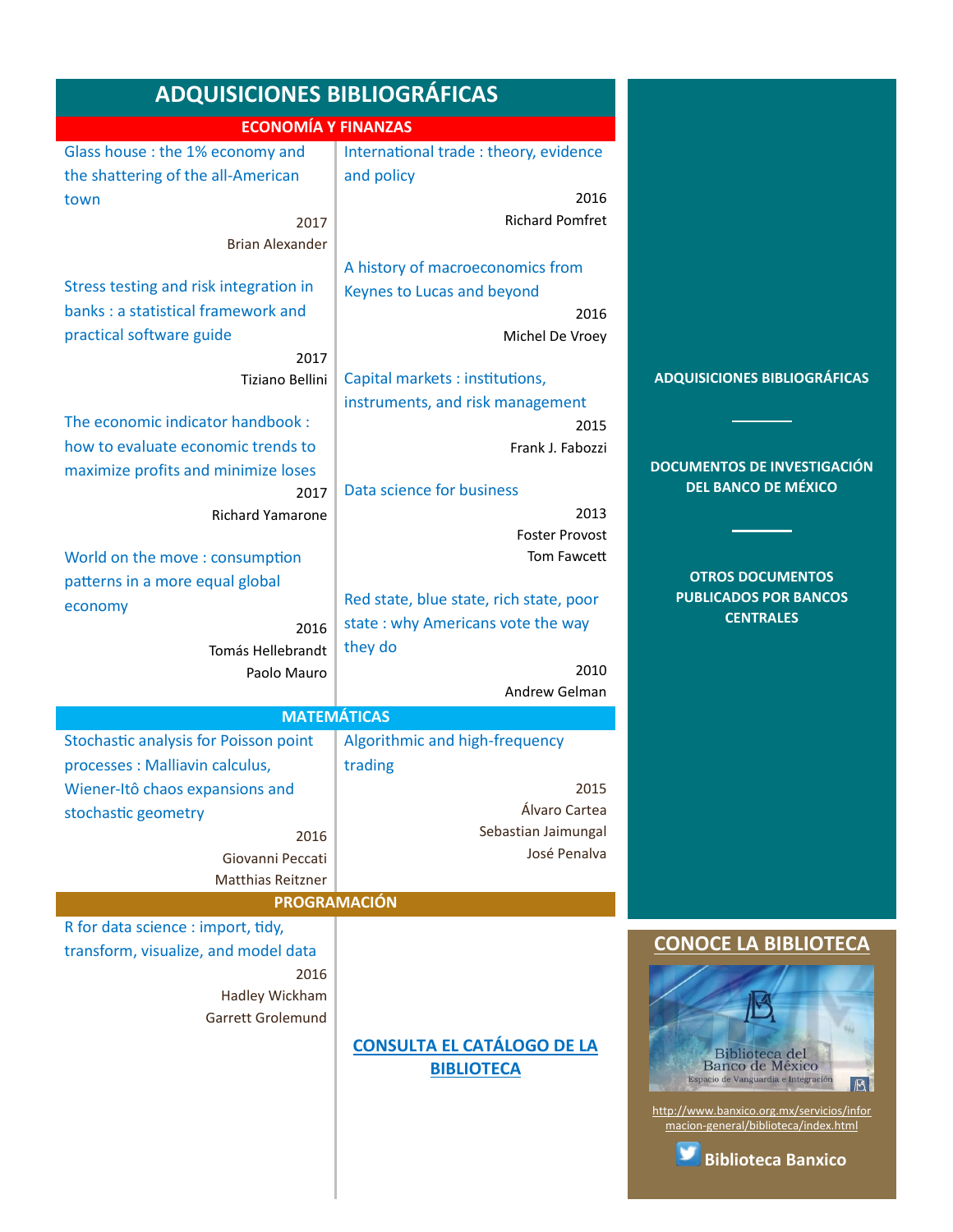# ADQUISICIONES BIBLIOGRÁFICAS

## ECONOMÍA Y FINANZAS

Glass house : the 1% economy and the shattering of the all-American town
2017
Brian Alexander

Stress testing and risk integration in banks : a statistical framework and practical software guide
2017
Tiziano Bellini

The economic indicator handbook : how to evaluate economic trends to maximize profits and minimize loses
2017
Richard Yamarone

World on the move : consumption patterns in a more equal global economy
2016
Tomás Hellebrandt
Paolo Mauro

International trade : theory, evidence and policy
2016
Richard Pomfret

A history of macroeconomics from Keynes to Lucas and beyond
2016
Michel De Vroey

Capital markets : institutions, instruments, and risk management
2015
Frank J. Fabozzi

Data science for business
2013
Foster Provost
Tom Fawcett

Red state, blue state, rich state, poor state : why Americans vote the way they do
2010
Andrew Gelman

## MATEMÁTICAS

Stochastic analysis for Poisson point processes : Malliavin calculus, Wiener-Itô chaos expansions and stochastic geometry
2016
Giovanni Peccati
Matthias Reitzner

Algorithmic and high-frequency trading
2015
Álvaro Cartea
Sebastian Jaimungal
José Penalva

## PROGRAMACIÓN

R for data science : import, tidy, transform, visualize, and model data
2016
Hadley Wickham
Garrett Grolemund

**CONSULTA EL CATÁLOGO DE LA BIBLIOTECA**

**ADQUISICIONES BIBLIOGRÁFICAS**

**DOCUMENTOS DE INVESTIGACIÓN DEL BANCO DE MÉXICO**

**OTROS DOCUMENTOS PUBLICADOS POR BANCOS CENTRALES**

## CONOCE LA BIBLIOTECA

Biblioteca del Banco de México
Espacio de Vanguardia e Integración

http://www.banxico.org.mx/servicios/informacion-general/biblioteca/index.html

**Biblioteca Banxico**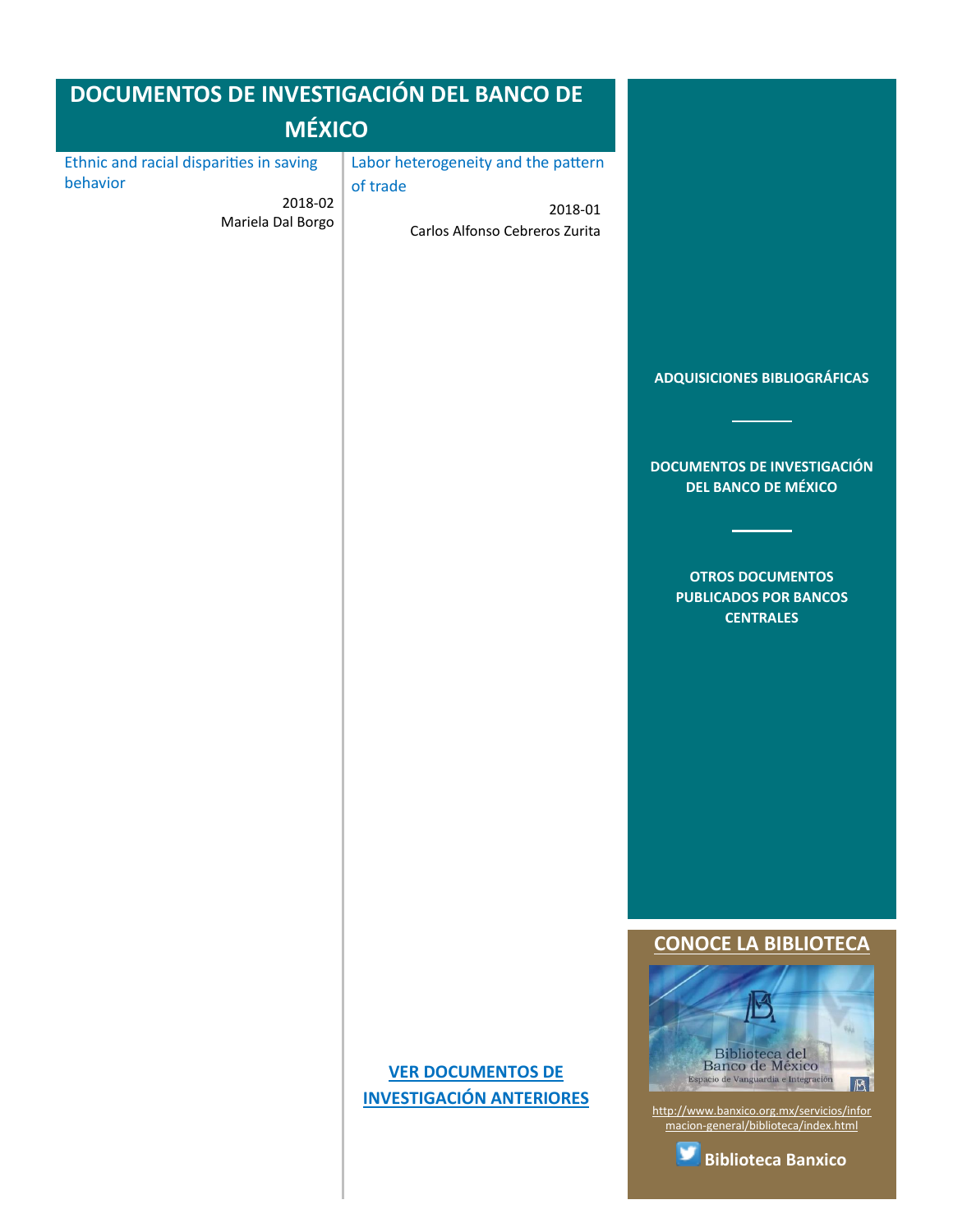# DOCUMENTOS DE INVESTIGACIÓN DEL BANCO DE MÉXICO

Ethnic and racial disparities in saving behavior

2018-02
Mariela Dal Borgo

Labor heterogeneity and the pattern of trade

2018-01
Carlos Alfonso Cebreros Zurita

**VER DOCUMENTOS DE INVESTIGACIÓN ANTERIORES**

**ADQUISICIONES BIBLIOGRÁFICAS**

**DOCUMENTOS DE INVESTIGACIÓN DEL BANCO DE MÉXICO**

**OTROS DOCUMENTOS PUBLICADOS POR BANCOS CENTRALES**

## CONOCE LA BIBLIOTECA

Biblioteca del Banco de México
Espacio de Vanguardia e Integración

http://www.banxico.org.mx/servicios/informacion-general/biblioteca/index.html

**Biblioteca Banxico**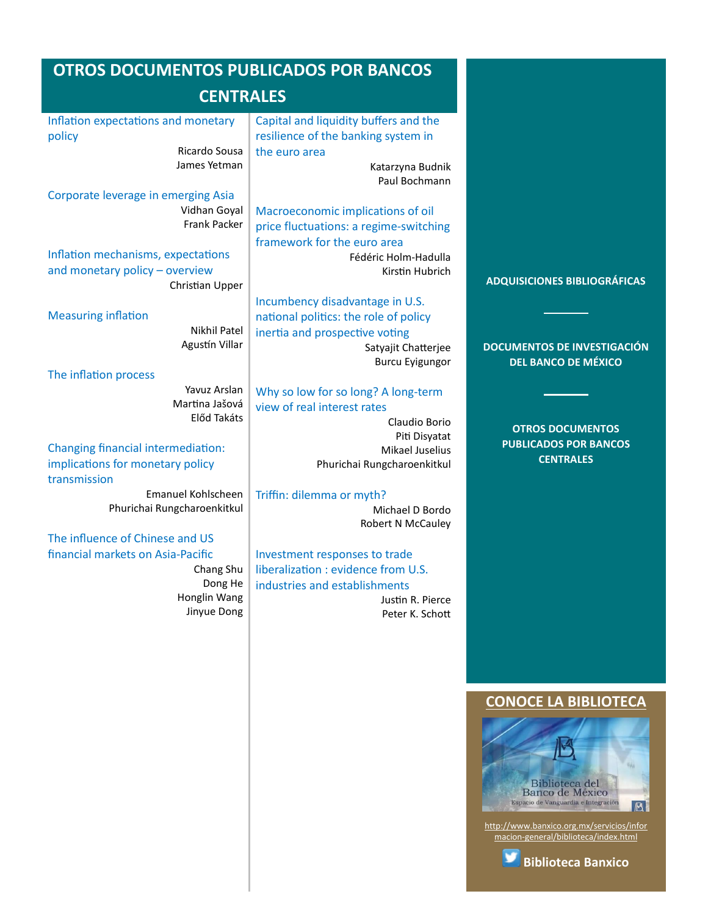# OTROS DOCUMENTOS PUBLICADOS POR BANCOS CENTRALES

Inflation expectations and monetary policy
Ricardo Sousa
James Yetman

Corporate leverage in emerging Asia
Vidhan Goyal
Frank Packer

Inflation mechanisms, expectations and monetary policy – overview
Christian Upper

Measuring inflation
Nikhil Patel
Agustín Villar

The inflation process
Yavuz Arslan
Martina Jašová
Előd Takáts

Changing financial intermediation: implications for monetary policy transmission
Emanuel Kohlscheen
Phurichai Rungcharoenkitkul

The influence of Chinese and US financial markets on Asia-Pacific
Chang Shu
Dong He
Honglin Wang
Jinyue Dong

Capital and liquidity buffers and the resilience of the banking system in the euro area
Katarzyna Budnik
Paul Bochmann

Macroeconomic implications of oil price fluctuations: a regime-switching framework for the euro area
Fédéric Holm-Hadulla
Kirstin Hubrich

Incumbency disadvantage in U.S. national politics: the role of policy inertia and prospective voting
Satyajit Chatterjee
Burcu Eyigungor

Why so low for so long? A long-term view of real interest rates
Claudio Borio
Piti Disyatat
Mikael Juselius
Phurichai Rungcharoenkitkul

Triffin: dilemma or myth?
Michael D Bordo
Robert N McCauley

Investment responses to trade liberalization : evidence from U.S. industries and establishments
Justin R. Pierce
Peter K. Schott

**ADQUISICIONES BIBLIOGRÁFICAS**

**DOCUMENTOS DE INVESTIGACIÓN DEL BANCO DE MÉXICO**

**OTROS DOCUMENTOS PUBLICADOS POR BANCOS CENTRALES**

## CONOCE LA BIBLIOTECA

Biblioteca del Banco de México
Espacio de Vanguardia e Integración

http://www.banxico.org.mx/servicios/informacion-general/biblioteca/index.html

**Biblioteca Banxico**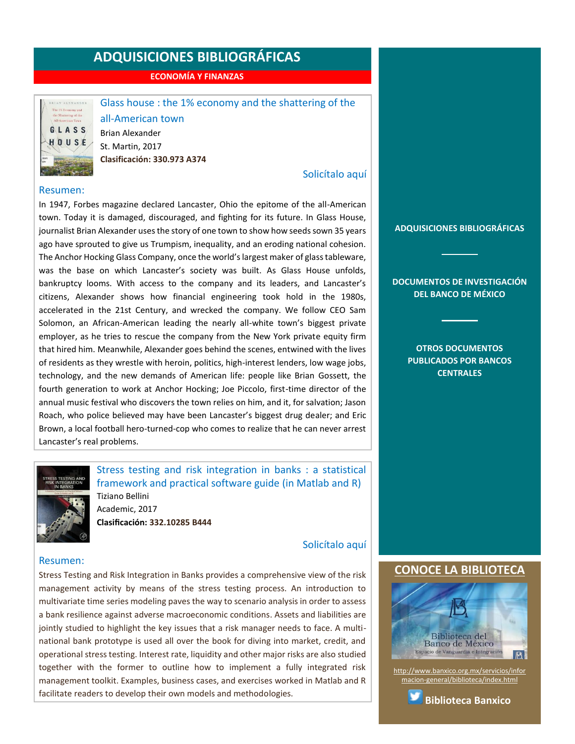# ADQUISICIONES BIBLIOGRÁFICAS

**ECONOMÍA Y FINANZAS**

## Glass house : the 1% economy and the shattering of the all-American town

Brian Alexander
St. Martin, 2017
**Clasificación: 330.973 A374**

Solicítalo aquí

### Resumen:

In 1947, Forbes magazine declared Lancaster, Ohio the epitome of the all-American town. Today it is damaged, discouraged, and fighting for its future. In Glass House, journalist Brian Alexander uses the story of one town to show how seeds sown 35 years ago have sprouted to give us Trumpism, inequality, and an eroding national cohesion. The Anchor Hocking Glass Company, once the world's largest maker of glass tableware, was the base on which Lancaster's society was built. As Glass House unfolds, bankruptcy looms. With access to the company and its leaders, and Lancaster's citizens, Alexander shows how financial engineering took hold in the 1980s, accelerated in the 21st Century, and wrecked the company. We follow CEO Sam Solomon, an African-American leading the nearly all-white town's biggest private employer, as he tries to rescue the company from the New York private equity firm that hired him. Meanwhile, Alexander goes behind the scenes, entwined with the lives of residents as they wrestle with heroin, politics, high-interest lenders, low wage jobs, technology, and the new demands of American life: people like Brian Gossett, the fourth generation to work at Anchor Hocking; Joe Piccolo, first-time director of the annual music festival who discovers the town relies on him, and it, for salvation; Jason Roach, who police believed may have been Lancaster's biggest drug dealer; and Eric Brown, a local football hero-turned-cop who comes to realize that he can never arrest Lancaster's real problems.

## Stress testing and risk integration in banks : a statistical framework and practical software guide (in Matlab and R)

Tiziano Bellini
Academic, 2017
**Clasificación: 332.10285 B444**

Solicítalo aquí

### Resumen:

Stress Testing and Risk Integration in Banks provides a comprehensive view of the risk management activity by means of the stress testing process. An introduction to multivariate time series modeling paves the way to scenario analysis in order to assess a bank resilience against adverse macroeconomic conditions. Assets and liabilities are jointly studied to highlight the key issues that a risk manager needs to face. A multi-national bank prototype is used all over the book for diving into market, credit, and operational stress testing. Interest rate, liquidity and other major risks are also studied together with the former to outline how to implement a fully integrated risk management toolkit. Examples, business cases, and exercises worked in Matlab and R facilitate readers to develop their own models and methodologies.

---

**ADQUISICIONES BIBLIOGRÁFICAS**

**DOCUMENTOS DE INVESTIGACIÓN DEL BANCO DE MÉXICO**

**OTROS DOCUMENTOS PUBLICADOS POR BANCOS CENTRALES**

## CONOCE LA BIBLIOTECA

Biblioteca del Banco de México
Espacio de Vanguardia e Integración

http://www.banxico.org.mx/servicios/informacion-general/biblioteca/index.html

**Biblioteca Banxico**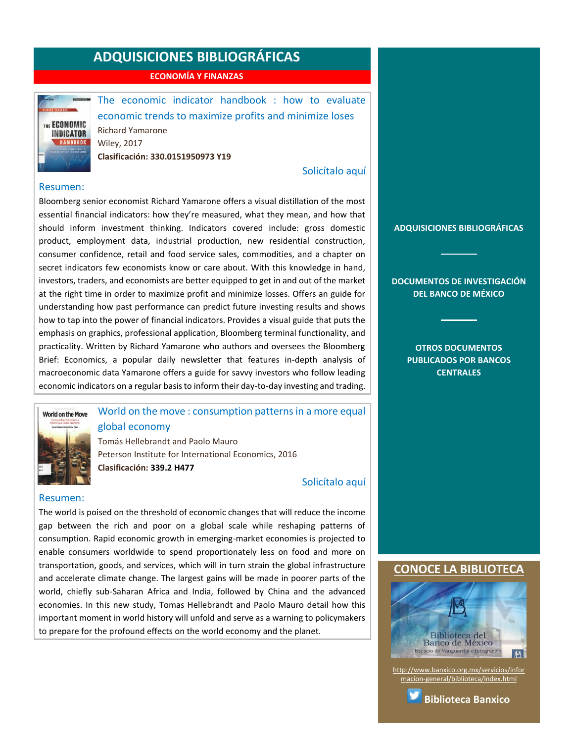# ADQUISICIONES BIBLIOGRÁFICAS

## ECONOMÍA Y FINANZAS

### The economic indicator handbook : how to evaluate economic trends to maximize profits and minimize loses

Richard Yamarone
Wiley, 2017
**Clasificación: 330.0151950973 Y19**

Solicítalo aquí

**Resumen:**

Bloomberg senior economist Richard Yamarone offers a visual distillation of the most essential financial indicators: how they're measured, what they mean, and how that should inform investment thinking. Indicators covered include: gross domestic product, employment data, industrial production, new residential construction, consumer confidence, retail and food service sales, commodities, and a chapter on secret indicators few economists know or care about. With this knowledge in hand, investors, traders, and economists are better equipped to get in and out of the market at the right time in order to maximize profit and minimize losses. Offers an guide for understanding how past performance can predict future investing results and shows how to tap into the power of financial indicators. Provides a visual guide that puts the emphasis on graphics, professional application, Bloomberg terminal functionality, and practicality. Written by Richard Yamarone who authors and oversees the Bloomberg Brief: Economics, a popular daily newsletter that features in-depth analysis of macroeconomic data Yamarone offers a guide for savvy investors who follow leading economic indicators on a regular basis to inform their day-to-day investing and trading.

### World on the move : consumption patterns in a more equal global economy

Tomás Hellebrandt and Paolo Mauro
Peterson Institute for International Economics, 2016
**Clasificación: 339.2 H477**

Solicítalo aquí

**Resumen:**

The world is poised on the threshold of economic changes that will reduce the income gap between the rich and poor on a global scale while reshaping patterns of consumption. Rapid economic growth in emerging-market economies is projected to enable consumers worldwide to spend proportionately less on food and more on transportation, goods, and services, which will in turn strain the global infrastructure and accelerate climate change. The largest gains will be made in poorer parts of the world, chiefly sub-Saharan Africa and India, followed by China and the advanced economies. In this new study, Tomas Hellebrandt and Paolo Mauro detail how this important moment in world history will unfold and serve as a warning to policymakers to prepare for the profound effects on the world economy and the planet.

---

**ADQUISICIONES BIBLIOGRÁFICAS**

**DOCUMENTOS DE INVESTIGACIÓN DEL BANCO DE MÉXICO**

**OTROS DOCUMENTOS PUBLICADOS POR BANCOS CENTRALES**

## CONOCE LA BIBLIOTECA

Biblioteca del Banco de México
Espacio de Vanguardia e Integración

http://www.banxico.org.mx/servicios/informacion-general/biblioteca/index.html

**Biblioteca Banxico**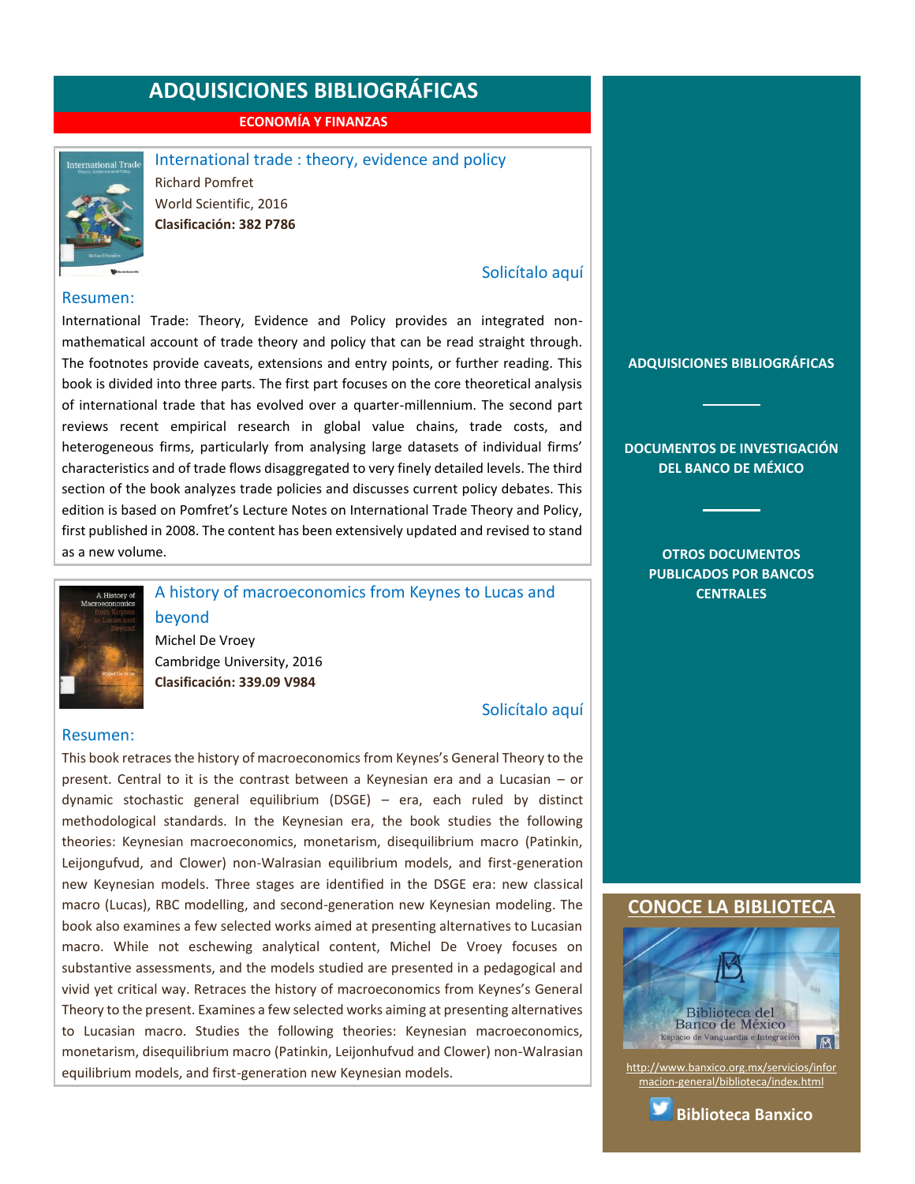# ADQUISICIONES BIBLIOGRÁFICAS

## ECONOMÍA Y FINANZAS

### International trade : theory, evidence and policy

Richard Pomfret
World Scientific, 2016
**Clasificación: 382 P786**

Solicítalo aquí

**Resumen:**

International Trade: Theory, Evidence and Policy provides an integrated non-mathematical account of trade theory and policy that can be read straight through. The footnotes provide caveats, extensions and entry points, or further reading. This book is divided into three parts. The first part focuses on the core theoretical analysis of international trade that has evolved over a quarter-millennium. The second part reviews recent empirical research in global value chains, trade costs, and heterogeneous firms, particularly from analysing large datasets of individual firms' characteristics and of trade flows disaggregated to very finely detailed levels. The third section of the book analyzes trade policies and discusses current policy debates. This edition is based on Pomfret's Lecture Notes on International Trade Theory and Policy, first published in 2008. The content has been extensively updated and revised to stand as a new volume.

### A history of macroeconomics from Keynes to Lucas and beyond

Michel De Vroey
Cambridge University, 2016
**Clasificación: 339.09 V984**

Solicítalo aquí

**Resumen:**

This book retraces the history of macroeconomics from Keynes's General Theory to the present. Central to it is the contrast between a Keynesian era and a Lucasian – or dynamic stochastic general equilibrium (DSGE) – era, each ruled by distinct methodological standards. In the Keynesian era, the book studies the following theories: Keynesian macroeconomics, monetarism, disequilibrium macro (Patinkin, Leijongufvud, and Clower) non-Walrasian equilibrium models, and first-generation new Keynesian models. Three stages are identified in the DSGE era: new classical macro (Lucas), RBC modelling, and second-generation new Keynesian modeling. The book also examines a few selected works aimed at presenting alternatives to Lucasian macro. While not eschewing analytical content, Michel De Vroey focuses on substantive assessments, and the models studied are presented in a pedagogical and vivid yet critical way. Retraces the history of macroeconomics from Keynes's General Theory to the present. Examines a few selected works aiming at presenting alternatives to Lucasian macro. Studies the following theories: Keynesian macroeconomics, monetarism, disequilibrium macro (Patinkin, Leijonhufvud and Clower) non-Walrasian equilibrium models, and first-generation new Keynesian models.

---

**ADQUISICIONES BIBLIOGRÁFICAS**

**DOCUMENTOS DE INVESTIGACIÓN DEL BANCO DE MÉXICO**

**OTROS DOCUMENTOS PUBLICADOS POR BANCOS CENTRALES**

## CONOCE LA BIBLIOTECA

Biblioteca del Banco de México
Espacio de Vanguardia e Integración

http://www.banxico.org.mx/servicios/informacion-general/biblioteca/index.html

**Biblioteca Banxico**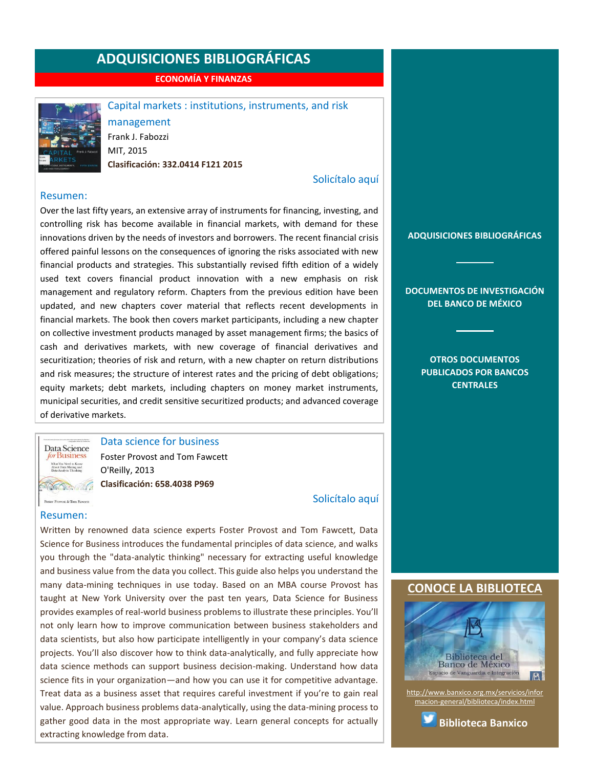# ADQUISICIONES BIBLIOGRÁFICAS

## ECONOMÍA Y FINANZAS

### Capital markets : institutions, instruments, and risk management

Frank J. Fabozzi
MIT, 2015
**Clasificación: 332.0414 F121 2015**

Solicítalo aquí

**Resumen:**

Over the last fifty years, an extensive array of instruments for financing, investing, and controlling risk has become available in financial markets, with demand for these innovations driven by the needs of investors and borrowers. The recent financial crisis offered painful lessons on the consequences of ignoring the risks associated with new financial products and strategies. This substantially revised fifth edition of a widely used text covers financial product innovation with a new emphasis on risk management and regulatory reform. Chapters from the previous edition have been updated, and new chapters cover material that reflects recent developments in financial markets. The book then covers market participants, including a new chapter on collective investment products managed by asset management firms; the basics of cash and derivatives markets, with new coverage of financial derivatives and securitization; theories of risk and return, with a new chapter on return distributions and risk measures; the structure of interest rates and the pricing of debt obligations; equity markets; debt markets, including chapters on money market instruments, municipal securities, and credit sensitive securitized products; and advanced coverage of derivative markets.

### Data science for business

Foster Provost and Tom Fawcett
O'Reilly, 2013
**Clasificación: 658.4038 P969**

Solicítalo aquí

**Resumen:**

Written by renowned data science experts Foster Provost and Tom Fawcett, Data Science for Business introduces the fundamental principles of data science, and walks you through the "data-analytic thinking" necessary for extracting useful knowledge and business value from the data you collect. This guide also helps you understand the many data-mining techniques in use today. Based on an MBA course Provost has taught at New York University over the past ten years, Data Science for Business provides examples of real-world business problems to illustrate these principles. You'll not only learn how to improve communication between business stakeholders and data scientists, but also how participate intelligently in your company's data science projects. You'll also discover how to think data-analytically, and fully appreciate how data science methods can support business decision-making. Understand how data science fits in your organization—and how you can use it for competitive advantage. Treat data as a business asset that requires careful investment if you're to gain real value. Approach business problems data-analytically, using the data-mining process to gather good data in the most appropriate way. Learn general concepts for actually extracting knowledge from data.

---

**ADQUISICIONES BIBLIOGRÁFICAS**

**DOCUMENTOS DE INVESTIGACIÓN DEL BANCO DE MÉXICO**

**OTROS DOCUMENTOS PUBLICADOS POR BANCOS CENTRALES**

## CONOCE LA BIBLIOTECA

Biblioteca del Banco de México
Espacio de Vanguardia e Integración

http://www.banxico.org.mx/servicios/informacion-general/biblioteca/index.html

**Biblioteca Banxico**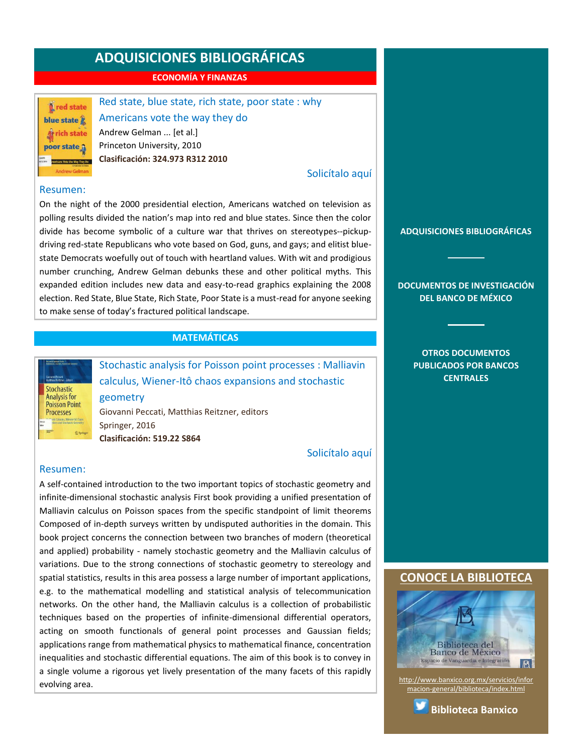# ADQUISICIONES BIBLIOGRÁFICAS

## ECONOMÍA Y FINANZAS

### Red state, blue state, rich state, poor state : why Americans vote the way they do

Andrew Gelman ... [et al.]

Princeton University, 2010

**Clasificación: 324.973 R312 2010**

Solicítalo aquí

**Resumen:**

On the night of the 2000 presidential election, Americans watched on television as polling results divided the nation's map into red and blue states. Since then the color divide has become symbolic of a culture war that thrives on stereotypes--pickup-driving red-state Republicans who vote based on God, guns, and gays; and elitist blue-state Democrats woefully out of touch with heartland values. With wit and prodigious number crunching, Andrew Gelman debunks these and other political myths. This expanded edition includes new data and easy-to-read graphics explaining the 2008 election. Red State, Blue State, Rich State, Poor State is a must-read for anyone seeking to make sense of today's fractured political landscape.

## MATEMÁTICAS

### Stochastic analysis for Poisson point processes : Malliavin calculus, Wiener-Itô chaos expansions and stochastic geometry

Giovanni Peccati, Matthias Reitzner, editors

Springer, 2016

**Clasificación: 519.22 S864**

Solicítalo aquí

**Resumen:**

A self-contained introduction to the two important topics of stochastic geometry and infinite-dimensional stochastic analysis First book providing a unified presentation of Malliavin calculus on Poisson spaces from the specific standpoint of limit theorems Composed of in-depth surveys written by undisputed authorities in the domain. This book project concerns the connection between two branches of modern (theoretical and applied) probability - namely stochastic geometry and the Malliavin calculus of variations. Due to the strong connections of stochastic geometry to stereology and spatial statistics, results in this area possess a large number of important applications, e.g. to the mathematical modelling and statistical analysis of telecommunication networks. On the other hand, the Malliavin calculus is a collection of probabilistic techniques based on the properties of infinite-dimensional differential operators, acting on smooth functionals of general point processes and Gaussian fields; applications range from mathematical physics to mathematical finance, concentration inequalities and stochastic differential equations. The aim of this book is to convey in a single volume a rigorous yet lively presentation of the many facets of this rapidly evolving area.

---

**ADQUISICIONES BIBLIOGRÁFICAS**

**DOCUMENTOS DE INVESTIGACIÓN DEL BANCO DE MÉXICO**

**OTROS DOCUMENTOS PUBLICADOS POR BANCOS CENTRALES**

## CONOCE LA BIBLIOTECA

Biblioteca del Banco de México
Espacio de Vanguardia e Integración

http://www.banxico.org.mx/servicios/informacion-general/biblioteca/index.html

**Biblioteca Banxico**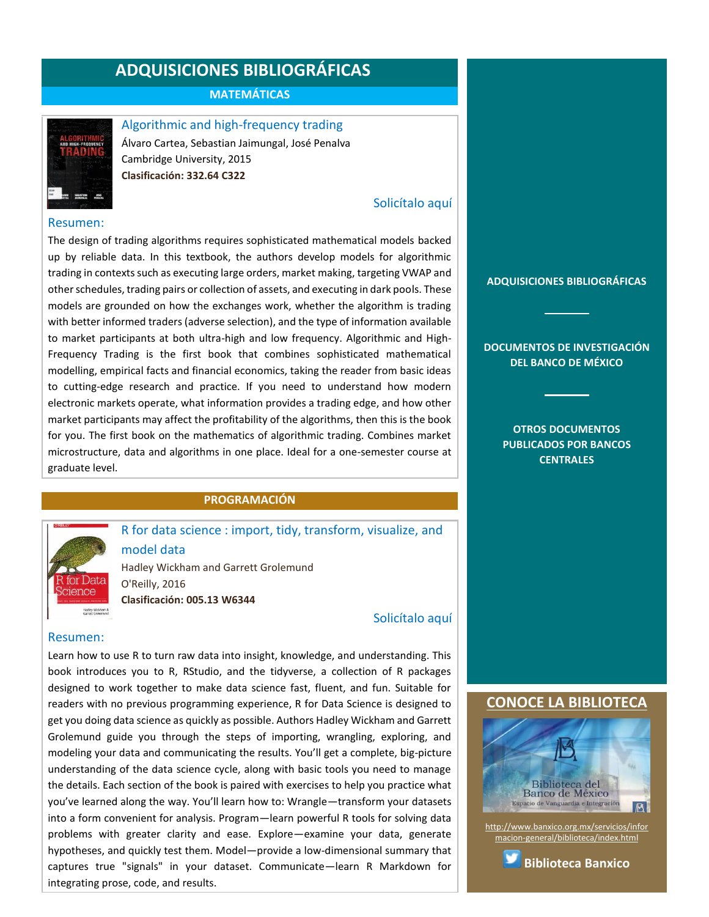# ADQUISICIONES BIBLIOGRÁFICAS

## MATEMÁTICAS

### Algorithmic and high-frequency trading

Álvaro Cartea, Sebastian Jaimungal, José Penalva
Cambridge University, 2015
**Clasificación: 332.64 C322**

Solicítalo aquí

**Resumen:**

The design of trading algorithms requires sophisticated mathematical models backed up by reliable data. In this textbook, the authors develop models for algorithmic trading in contexts such as executing large orders, market making, targeting VWAP and other schedules, trading pairs or collection of assets, and executing in dark pools. These models are grounded on how the exchanges work, whether the algorithm is trading with better informed traders (adverse selection), and the type of information available to market participants at both ultra-high and low frequency. Algorithmic and High-Frequency Trading is the first book that combines sophisticated mathematical modelling, empirical facts and financial economics, taking the reader from basic ideas to cutting-edge research and practice. If you need to understand how modern electronic markets operate, what information provides a trading edge, and how other market participants may affect the profitability of the algorithms, then this is the book for you. The first book on the mathematics of algorithmic trading. Combines market microstructure, data and algorithms in one place. Ideal for a one-semester course at graduate level.

## PROGRAMACIÓN

### R for data science : import, tidy, transform, visualize, and model data

Hadley Wickham and Garrett Grolemund
O'Reilly, 2016
**Clasificación: 005.13 W6344**

Solicítalo aquí

**Resumen:**

Learn how to use R to turn raw data into insight, knowledge, and understanding. This book introduces you to R, RStudio, and the tidyverse, a collection of R packages designed to work together to make data science fast, fluent, and fun. Suitable for readers with no previous programming experience, R for Data Science is designed to get you doing data science as quickly as possible. Authors Hadley Wickham and Garrett Grolemund guide you through the steps of importing, wrangling, exploring, and modeling your data and communicating the results. You'll get a complete, big-picture understanding of the data science cycle, along with basic tools you need to manage the details. Each section of the book is paired with exercises to help you practice what you've learned along the way. You'll learn how to: Wrangle—transform your datasets into a form convenient for analysis. Program—learn powerful R tools for solving data problems with greater clarity and ease. Explore—examine your data, generate hypotheses, and quickly test them. Model—provide a low-dimensional summary that captures true "signals" in your dataset. Communicate—learn R Markdown for integrating prose, code, and results.

---

**ADQUISICIONES BIBLIOGRÁFICAS**

**DOCUMENTOS DE INVESTIGACIÓN DEL BANCO DE MÉXICO**

**OTROS DOCUMENTOS PUBLICADOS POR BANCOS CENTRALES**

## CONOCE LA BIBLIOTECA

Biblioteca del Banco de México
Espacio de Vanguardia e Integración

http://www.banxico.org.mx/servicios/informacion-general/biblioteca/index.html

**Biblioteca Banxico**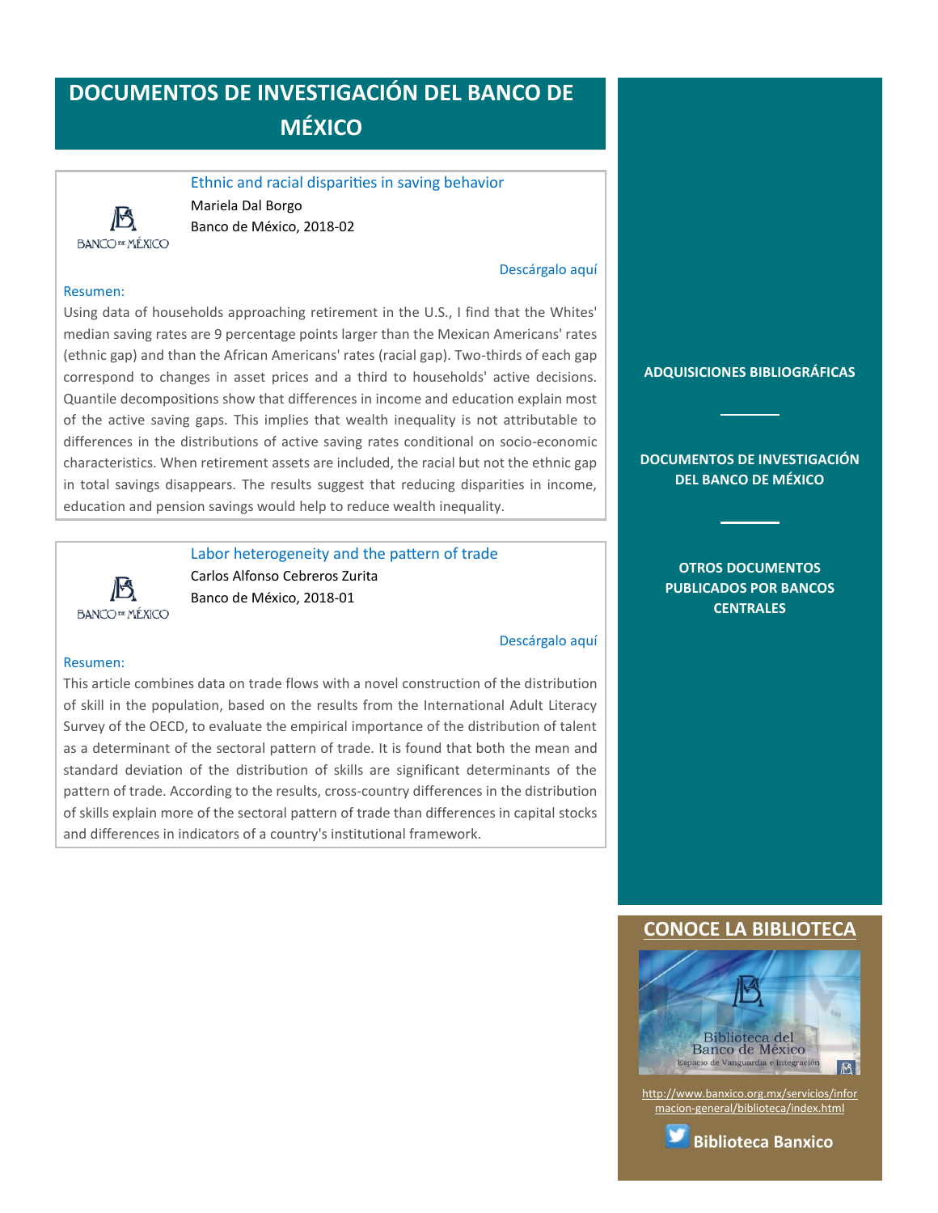# DOCUMENTOS DE INVESTIGACIÓN DEL BANCO DE MÉXICO

## Ethnic and racial disparities in saving behavior

Mariela Dal Borgo
Banco de México, 2018-02

Descárgalo aquí

**Resumen:**

Using data of households approaching retirement in the U.S., I find that the Whites' median saving rates are 9 percentage points larger than the Mexican Americans' rates (ethnic gap) and than the African Americans' rates (racial gap). Two-thirds of each gap correspond to changes in asset prices and a third to households' active decisions. Quantile decompositions show that differences in income and education explain most of the active saving gaps. This implies that wealth inequality is not attributable to differences in the distributions of active saving rates conditional on socio-economic characteristics. When retirement assets are included, the racial but not the ethnic gap in total savings disappears. The results suggest that reducing disparities in income, education and pension savings would help to reduce wealth inequality.

## Labor heterogeneity and the pattern of trade

Carlos Alfonso Cebreros Zurita
Banco de México, 2018-01

Descárgalo aquí

**Resumen:**

This article combines data on trade flows with a novel construction of the distribution of skill in the population, based on the results from the International Adult Literacy Survey of the OECD, to evaluate the empirical importance of the distribution of talent as a determinant of the sectoral pattern of trade. It is found that both the mean and standard deviation of the distribution of skills are significant determinants of the pattern of trade. According to the results, cross-country differences in the distribution of skills explain more of the sectoral pattern of trade than differences in capital stocks and differences in indicators of a country's institutional framework.

**ADQUISICIONES BIBLIOGRÁFICAS**

**DOCUMENTOS DE INVESTIGACIÓN DEL BANCO DE MÉXICO**

**OTROS DOCUMENTOS PUBLICADOS POR BANCOS CENTRALES**

## CONOCE LA BIBLIOTECA

Biblioteca del Banco de México
Espacio de Vanguardia e Integración

http://www.banxico.org.mx/servicios/informacion-general/biblioteca/index.html

**Biblioteca Banxico**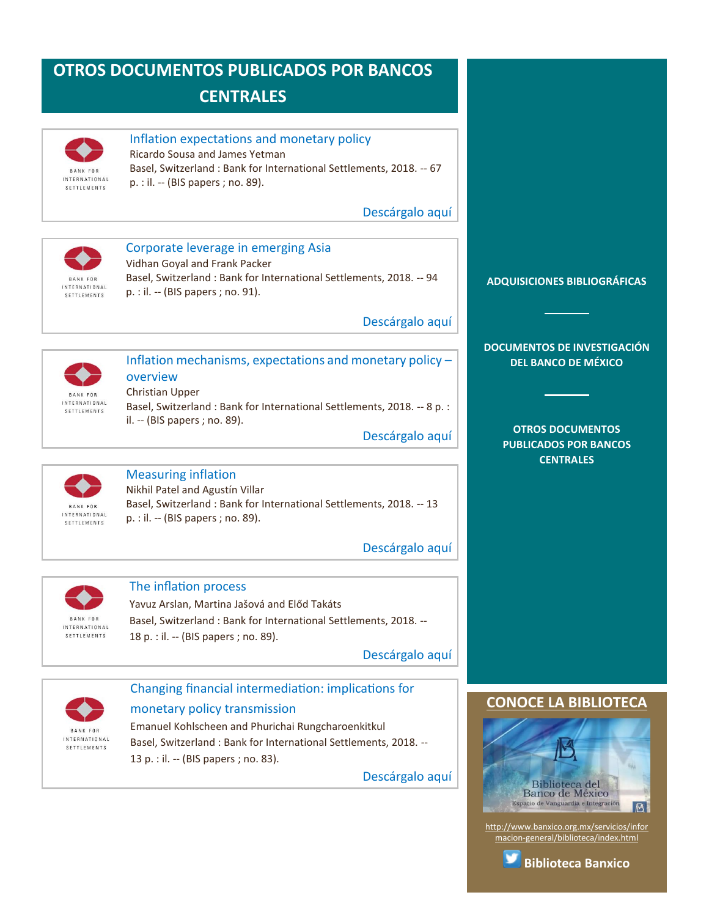# OTROS DOCUMENTOS PUBLICADOS POR BANCOS CENTRALES

BANK FOR INTERNATIONAL SETTLEMENTS

**Inflation expectations and monetary policy**
Ricardo Sousa and James Yetman
Basel, Switzerland : Bank for International Settlements, 2018. -- 67 p. : il. -- (BIS papers ; no. 89).

Descárgalo aquí

BANK FOR INTERNATIONAL SETTLEMENTS

**Corporate leverage in emerging Asia**
Vidhan Goyal and Frank Packer
Basel, Switzerland : Bank for International Settlements, 2018. -- 94 p. : il. -- (BIS papers ; no. 91).

Descárgalo aquí

BANK FOR INTERNATIONAL SETTLEMENTS

**Inflation mechanisms, expectations and monetary policy – overview**
Christian Upper
Basel, Switzerland : Bank for International Settlements, 2018. -- 8 p. : il. -- (BIS papers ; no. 89).

Descárgalo aquí

BANK FOR INTERNATIONAL SETTLEMENTS

**Measuring inflation**
Nikhil Patel and Agustín Villar
Basel, Switzerland : Bank for International Settlements, 2018. -- 13 p. : il. -- (BIS papers ; no. 89).

Descárgalo aquí

BANK FOR INTERNATIONAL SETTLEMENTS

**The inflation process**
Yavuz Arslan, Martina Jašová and Előd Takáts
Basel, Switzerland : Bank for International Settlements, 2018. -- 18 p. : il. -- (BIS papers ; no. 89).

Descárgalo aquí

BANK FOR INTERNATIONAL SETTLEMENTS

**Changing financial intermediation: implications for monetary policy transmission**
Emanuel Kohlscheen and Phurichai Rungcharoenkitkul
Basel, Switzerland : Bank for International Settlements, 2018. -- 13 p. : il. -- (BIS papers ; no. 83).

Descárgalo aquí

---

ADQUISICIONES BIBLIOGRÁFICAS

DOCUMENTOS DE INVESTIGACIÓN DEL BANCO DE MÉXICO

OTROS DOCUMENTOS PUBLICADOS POR BANCOS CENTRALES

## CONOCE LA BIBLIOTECA

Biblioteca del Banco de México
Espacio de Vanguardia e Integración

http://www.banxico.org.mx/servicios/informacion-general/biblioteca/index.html

Biblioteca Banxico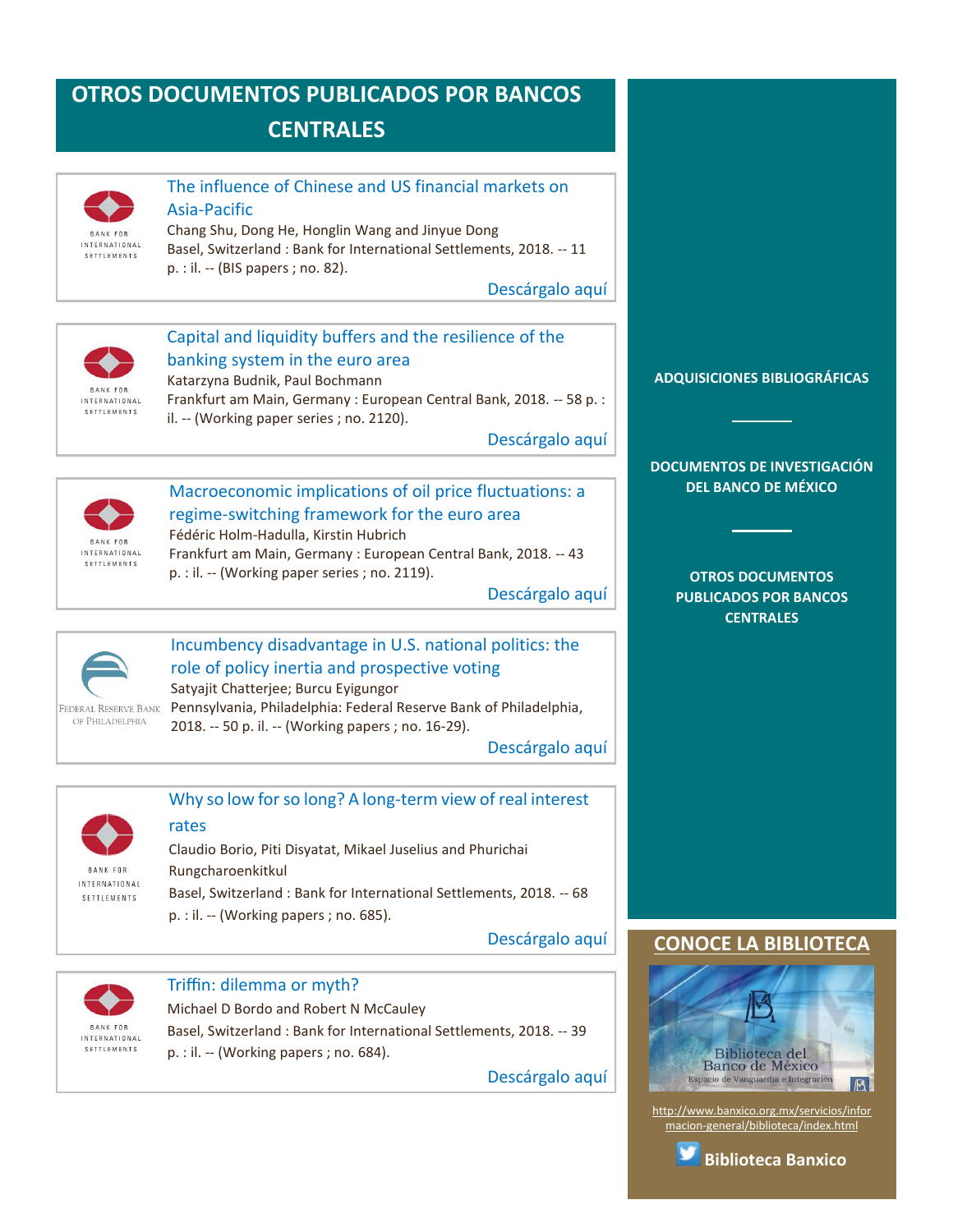# OTROS DOCUMENTOS PUBLICADOS POR BANCOS CENTRALES

### The influence of Chinese and US financial markets on Asia-Pacific

Chang Shu, Dong He, Honglin Wang and Jinyue Dong
Basel, Switzerland : Bank for International Settlements, 2018. -- 11 p. : il. -- (BIS papers ; no. 82).

Descárgalo aquí

### Capital and liquidity buffers and the resilience of the banking system in the euro area

Katarzyna Budnik, Paul Bochmann
Frankfurt am Main, Germany : European Central Bank, 2018. -- 58 p. : il. -- (Working paper series ; no. 2120).

Descárgalo aquí

### Macroeconomic implications of oil price fluctuations: a regime-switching framework for the euro area

Fédéric Holm-Hadulla, Kirstin Hubrich
Frankfurt am Main, Germany : European Central Bank, 2018. -- 43 p. : il. -- (Working paper series ; no. 2119).

Descárgalo aquí

### Incumbency disadvantage in U.S. national politics: the role of policy inertia and prospective voting

Satyajit Chatterjee; Burcu Eyigungor
Pennsylvania, Philadelphia: Federal Reserve Bank of Philadelphia, 2018. -- 50 p. il. -- (Working papers ; no. 16-29).

Descárgalo aquí

### Why so low for so long? A long-term view of real interest rates

Claudio Borio, Piti Disyatat, Mikael Juselius and Phurichai Rungcharoenkitkul
Basel, Switzerland : Bank for International Settlements, 2018. -- 68 p. : il. -- (Working papers ; no. 685).

Descárgalo aquí

### Triffin: dilemma or myth?

Michael D Bordo and Robert N McCauley
Basel, Switzerland : Bank for International Settlements, 2018. -- 39 p. : il. -- (Working papers ; no. 684).

Descárgalo aquí

---

**ADQUISICIONES BIBLIOGRÁFICAS**

**DOCUMENTOS DE INVESTIGACIÓN DEL BANCO DE MÉXICO**

**OTROS DOCUMENTOS PUBLICADOS POR BANCOS CENTRALES**

## CONOCE LA BIBLIOTECA

Biblioteca del Banco de México
Espacio de Vanguardia e Integración

http://www.banxico.org.mx/servicios/informacion-general/biblioteca/index.html

**Biblioteca Banxico**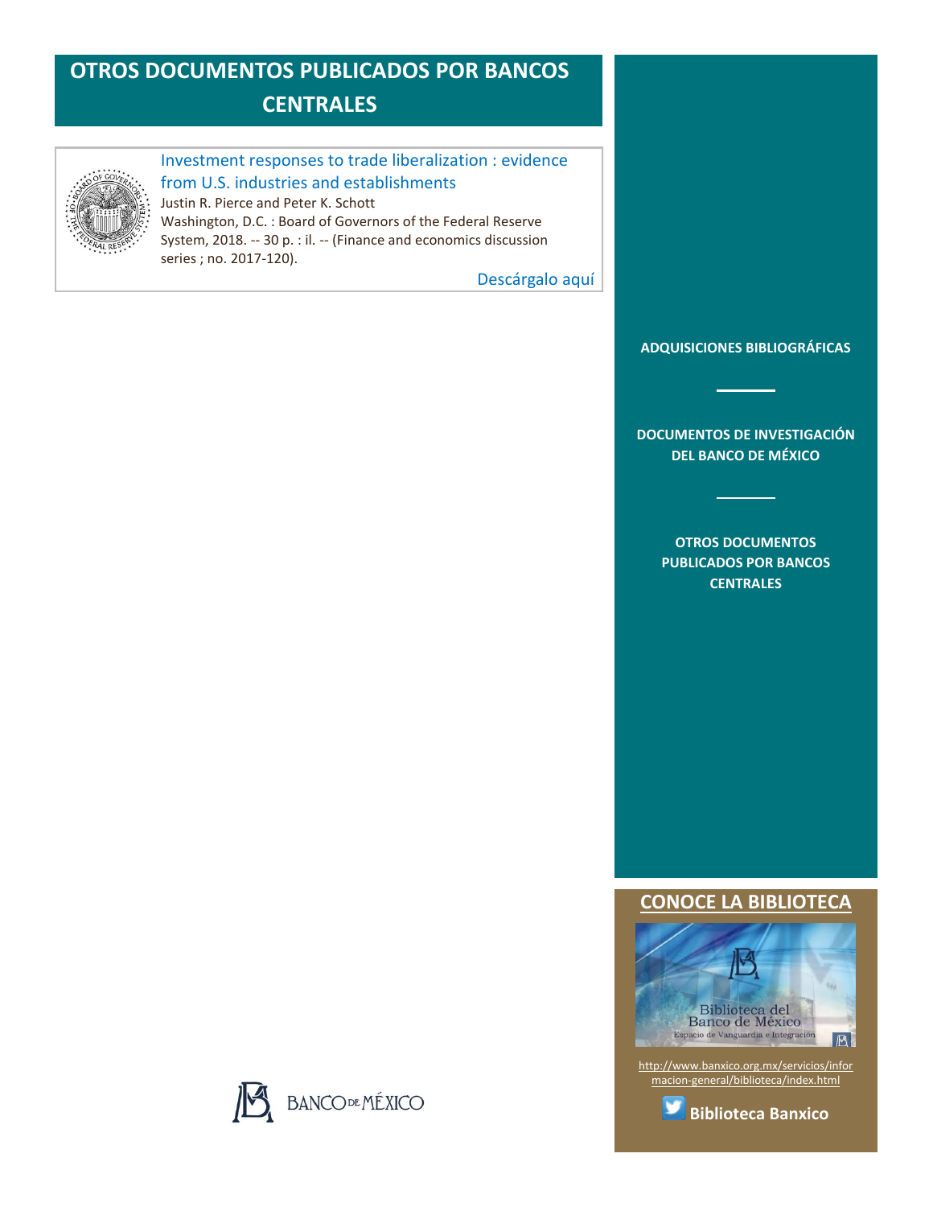# OTROS DOCUMENTOS PUBLICADOS POR BANCOS CENTRALES

Investment responses to trade liberalization : evidence from U.S. industries and establishments

Justin R. Pierce and Peter K. Schott

Washington, D.C. : Board of Governors of the Federal Reserve System, 2018. -- 30 p. : il. -- (Finance and economics discussion series ; no. 2017-120).

Descárgalo aquí

ADQUISICIONES BIBLIOGRÁFICAS

DOCUMENTOS DE INVESTIGACIÓN DEL BANCO DE MÉXICO

OTROS DOCUMENTOS PUBLICADOS POR BANCOS CENTRALES

## CONOCE LA BIBLIOTECA

Biblioteca del Banco de México

Espacio de Vanguardia e Integración

http://www.banxico.org.mx/servicios/informacion-general/biblioteca/index.html

**Biblioteca Banxico**

BANCO DE MÉXICO